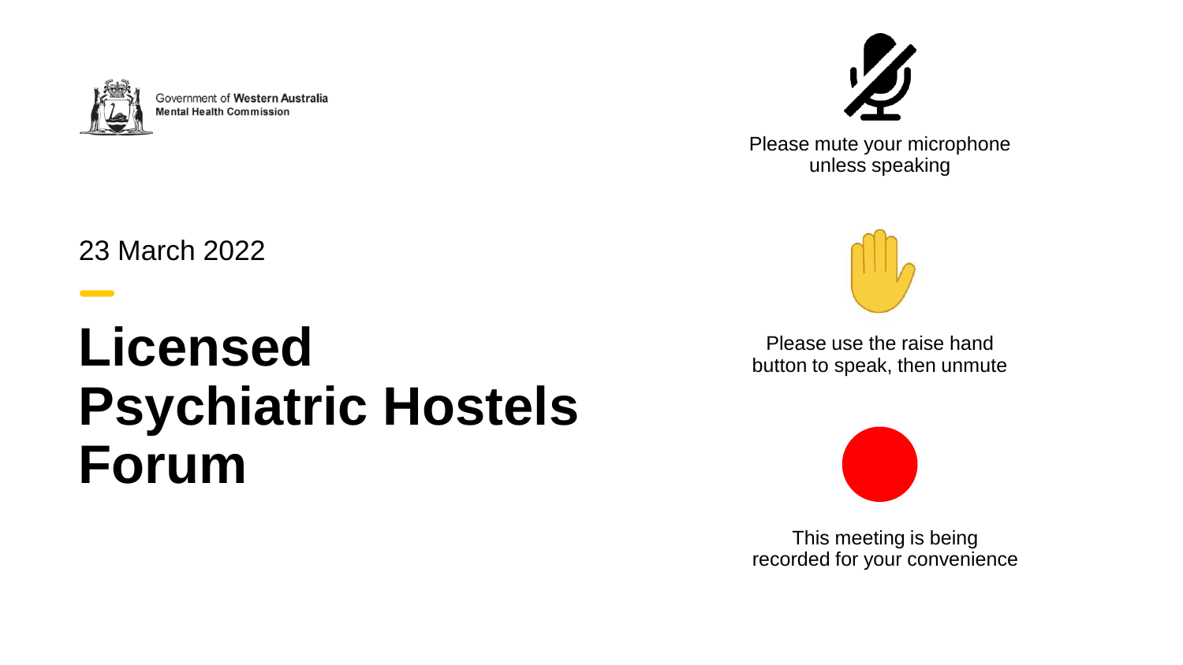Government of **Western Australia**
**Mental Health Commission**

23 March 2022

# Licensed Psychiatric Hostels Forum

Please mute your microphone unless speaking

Please use the raise hand button to speak, then unmute

This meeting is being recorded for your convenience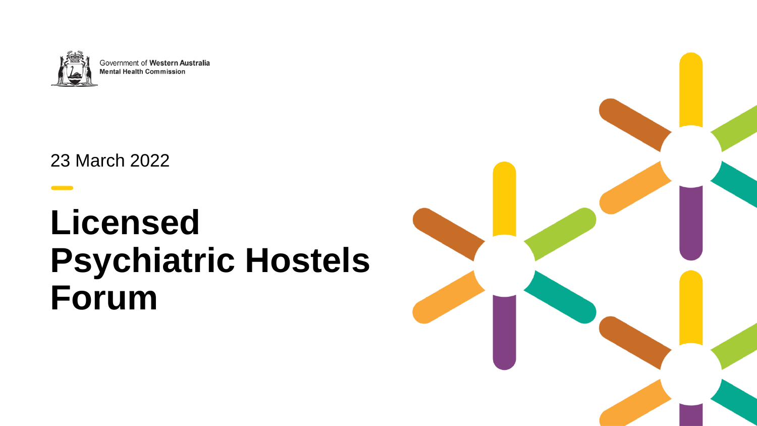Government of **Western Australia**
**Mental Health Commission**

23 March 2022

# Licensed Psychiatric Hostels Forum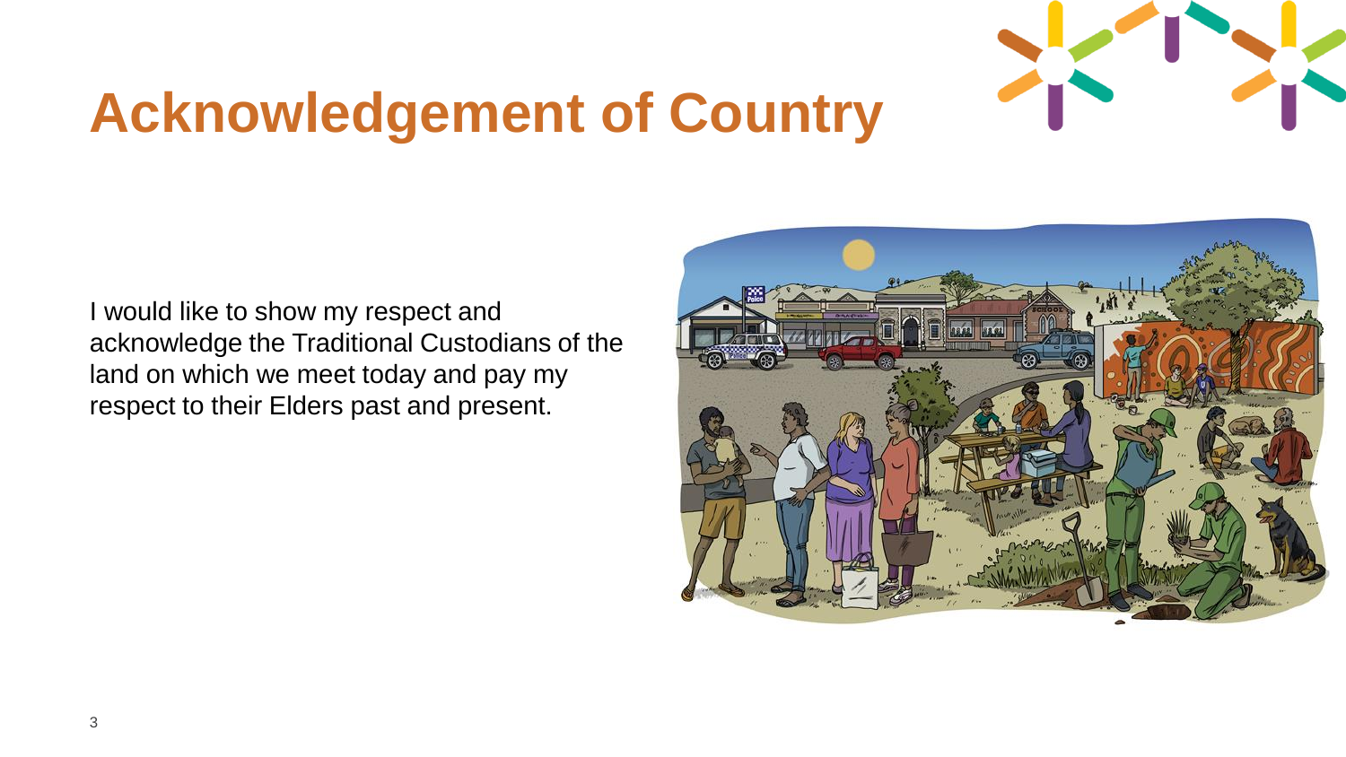# Acknowledgement of Country

I would like to show my respect and acknowledge the Traditional Custodians of the land on which we meet today and pay my respect to their Elders past and present.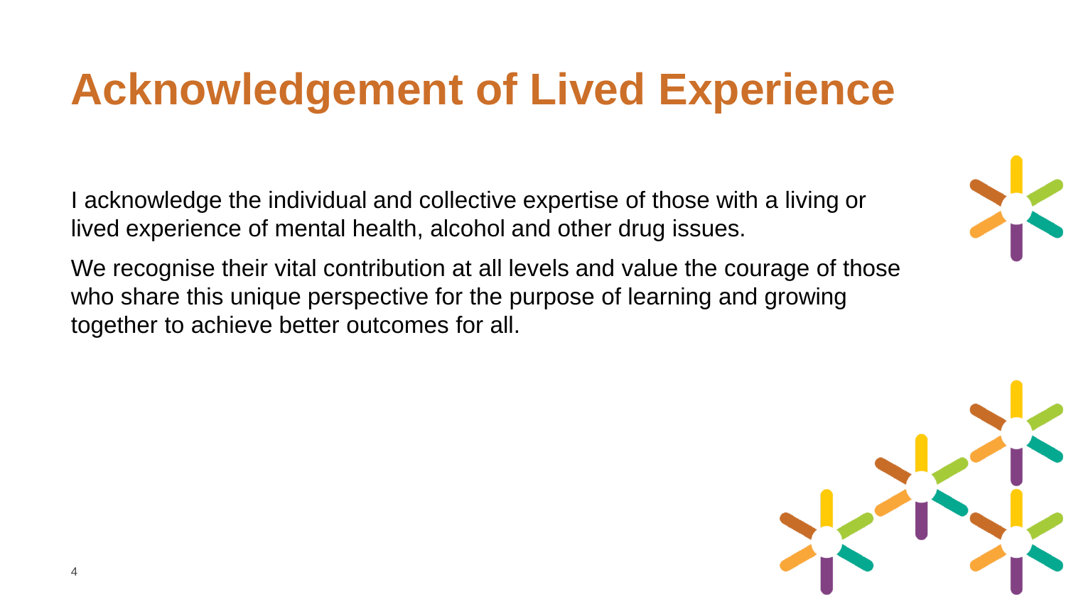# Acknowledgement of Lived Experience

I acknowledge the individual and collective expertise of those with a living or lived experience of mental health, alcohol and other drug issues.

We recognise their vital contribution at all levels and value the courage of those who share this unique perspective for the purpose of learning and growing together to achieve better outcomes for all.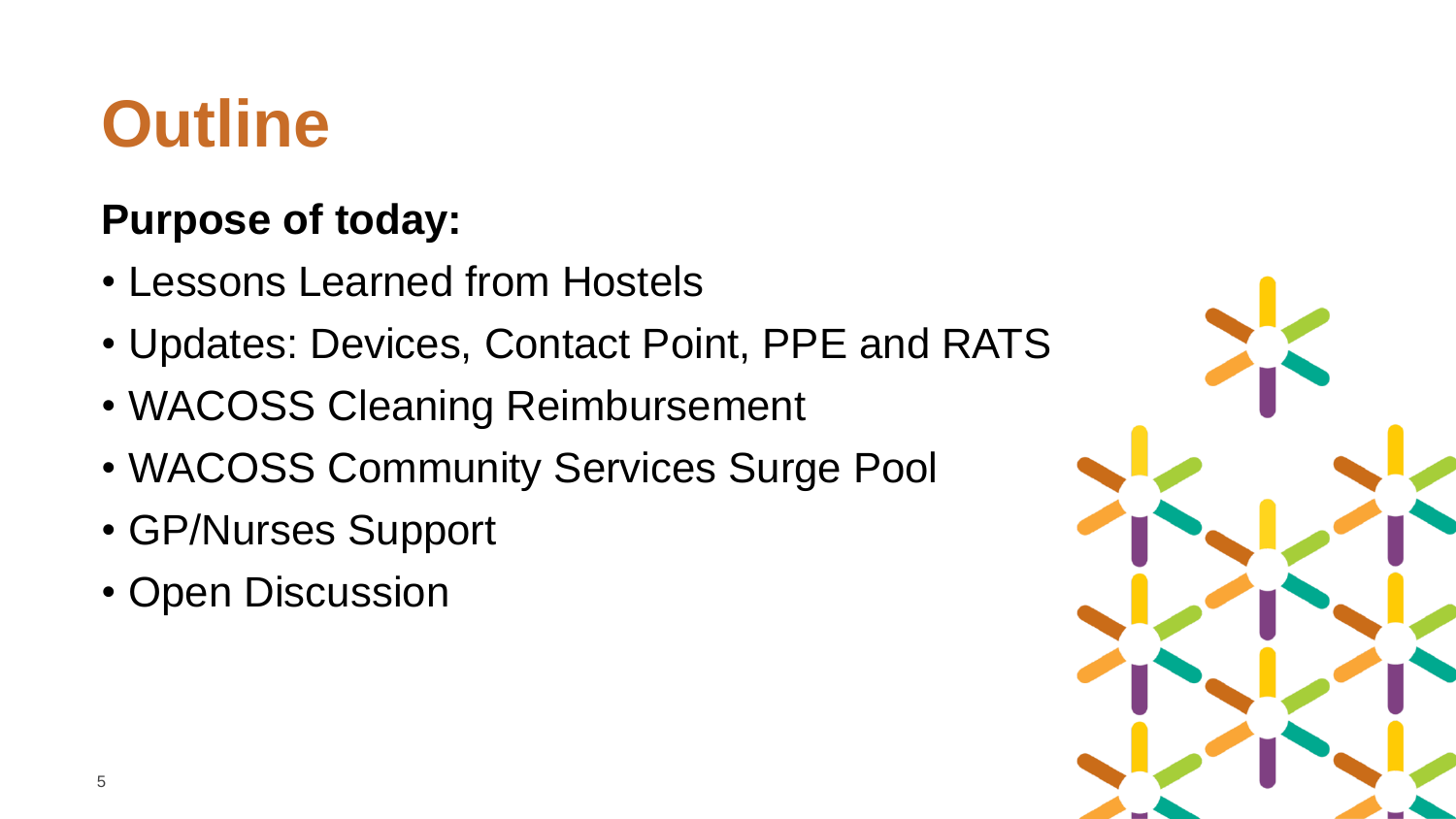# Outline

**Purpose of today:**

- Lessons Learned from Hostels
- Updates: Devices, Contact Point, PPE and RATS
- WACOSS Cleaning Reimbursement
- WACOSS Community Services Surge Pool
- GP/Nurses Support
- Open Discussion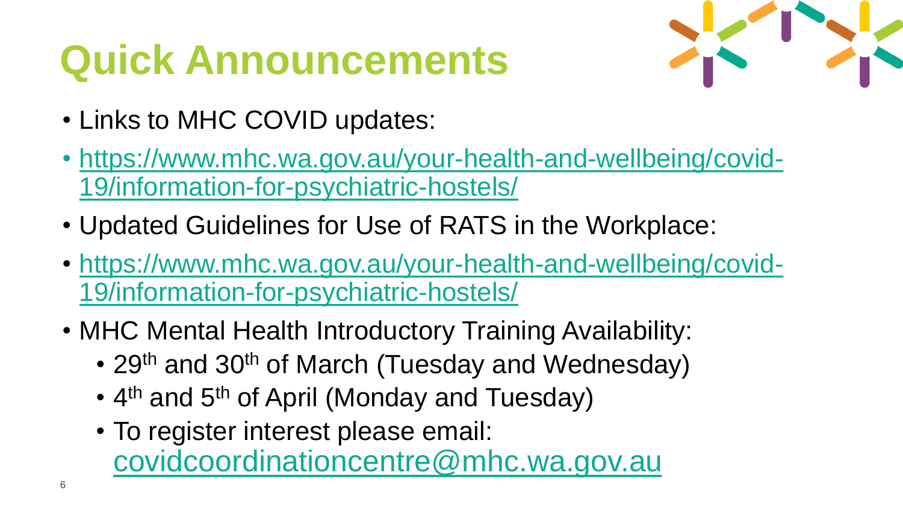# Quick Announcements

- Links to MHC COVID updates:
- https://www.mhc.wa.gov.au/your-health-and-wellbeing/covid-19/information-for-psychiatric-hostels/
- Updated Guidelines for Use of RATS in the Workplace:
- https://www.mhc.wa.gov.au/your-health-and-wellbeing/covid-19/information-for-psychiatric-hostels/
- MHC Mental Health Introductory Training Availability:
  - 29th and 30th of March (Tuesday and Wednesday)
  - 4th and 5th of April (Monday and Tuesday)
  - To register interest please email: covidcoordinationcentre@mhc.wa.gov.au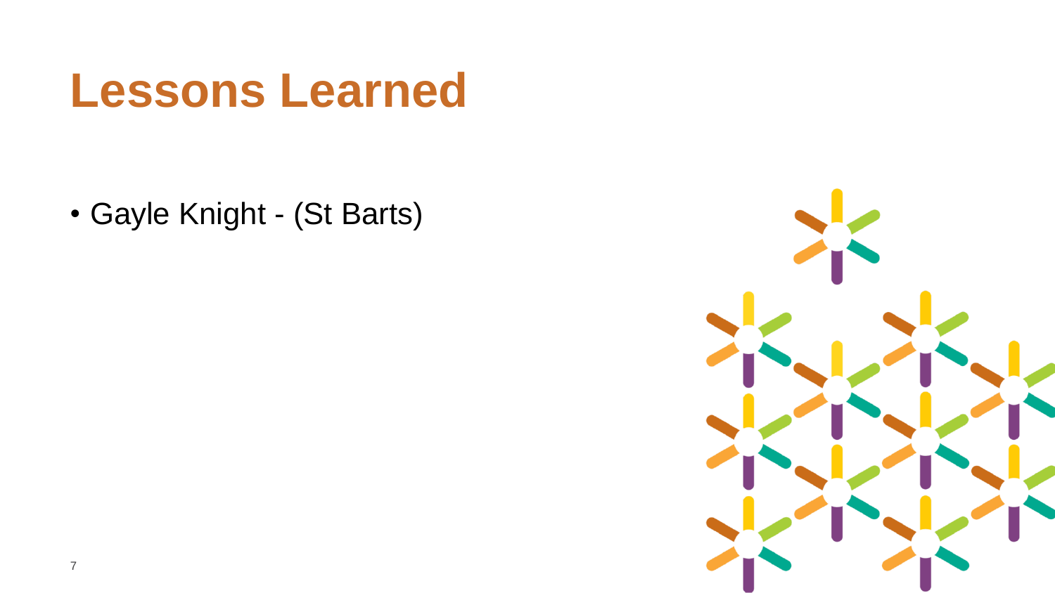# Lessons Learned

- Gayle Knight - (St Barts)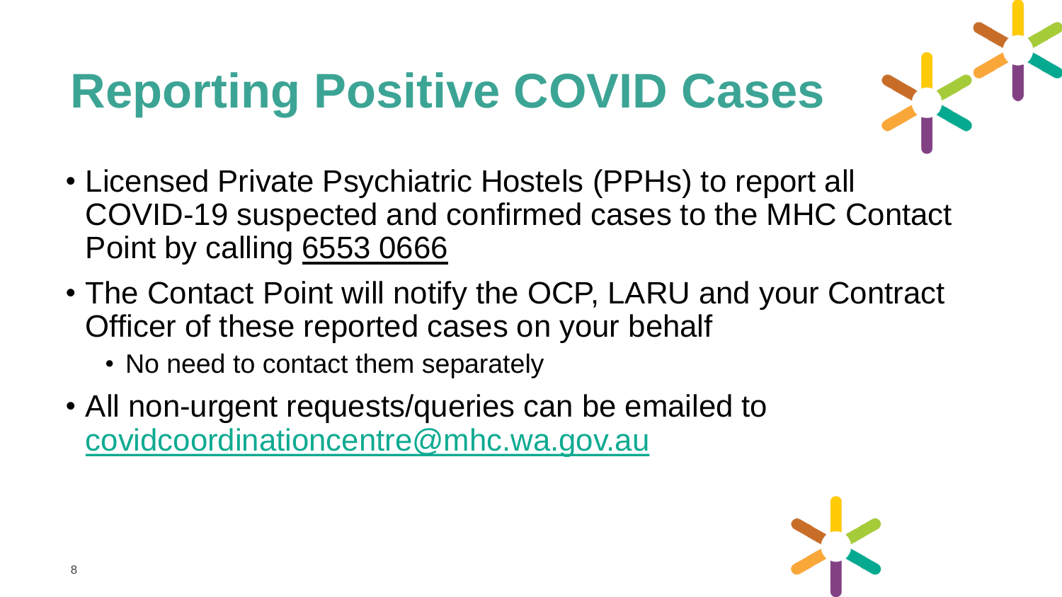# Reporting Positive COVID Cases

- Licensed Private Psychiatric Hostels (PPHs) to report all COVID-19 suspected and confirmed cases to the MHC Contact Point by calling 6553 0666
- The Contact Point will notify the OCP, LARU and your Contract Officer of these reported cases on your behalf
  - No need to contact them separately
- All non-urgent requests/queries can be emailed to covidcoordinationcentre@mhc.wa.gov.au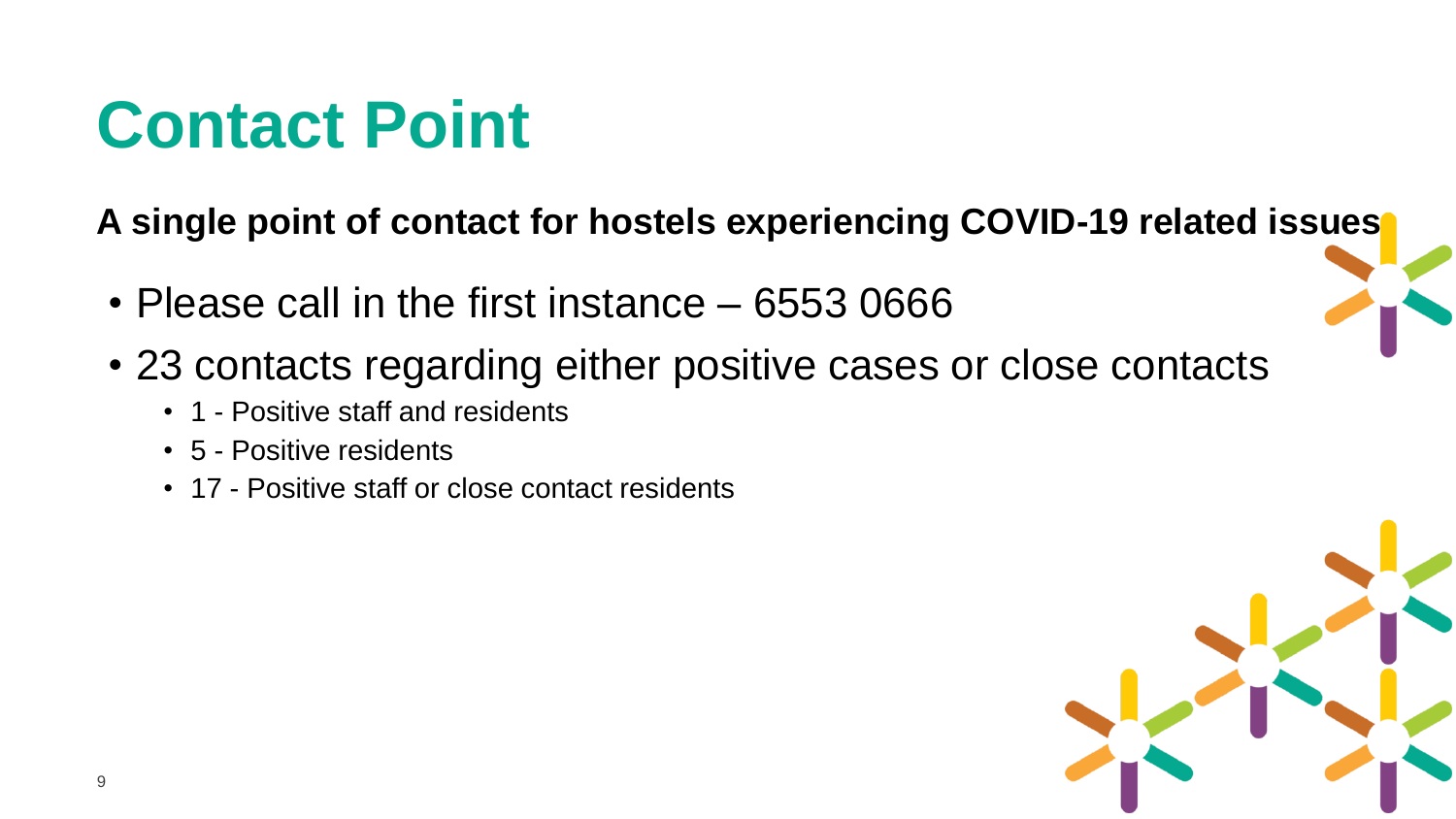# Contact Point

**A single point of contact for hostels experiencing COVID-19 related issues**

- Please call in the first instance – 6553 0666
- 23 contacts regarding either positive cases or close contacts
  - 1 - Positive staff and residents
  - 5 - Positive residents
  - 17 - Positive staff or close contact residents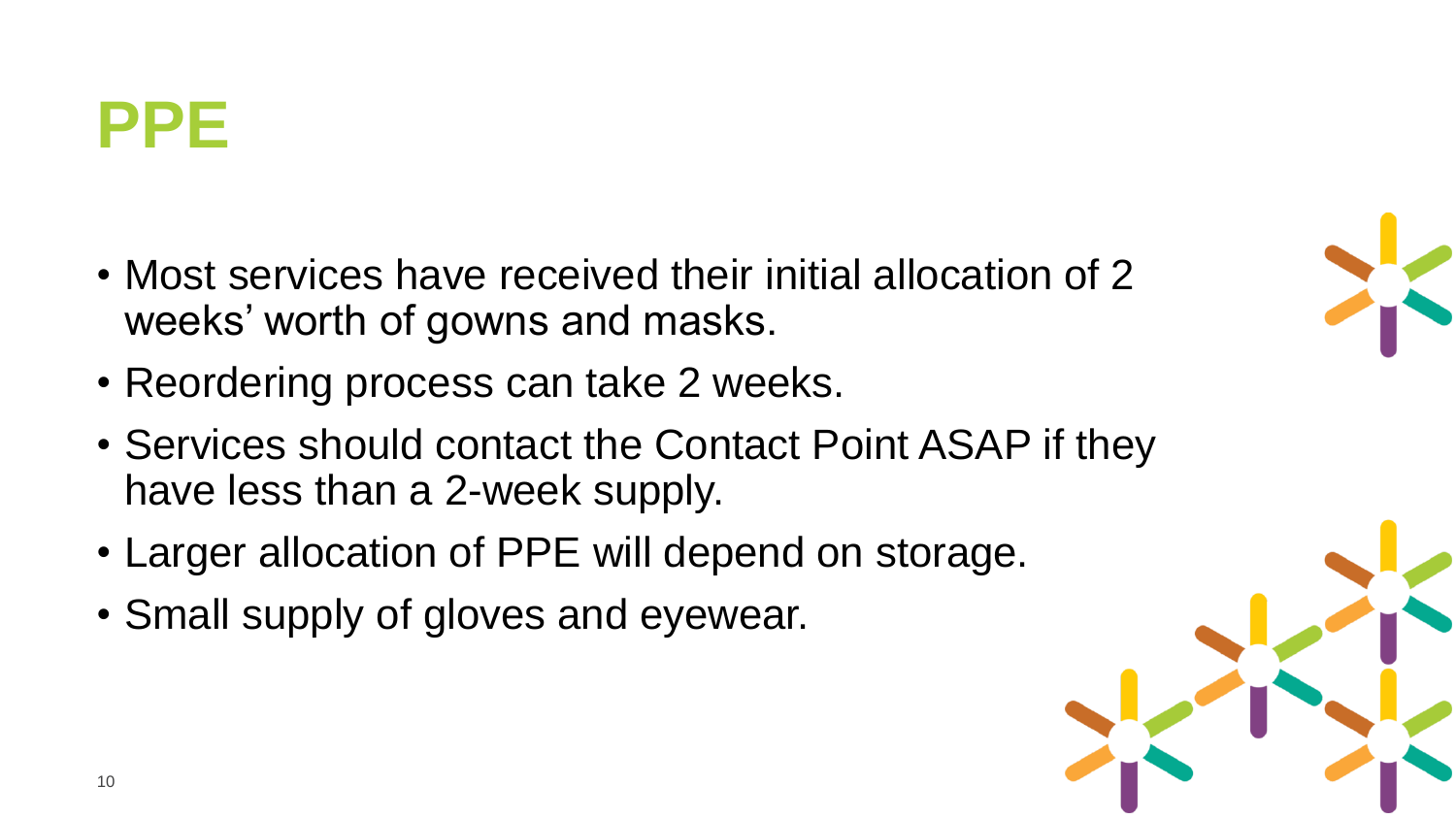# PPE

- Most services have received their initial allocation of 2 weeks' worth of gowns and masks.
- Reordering process can take 2 weeks.
- Services should contact the Contact Point ASAP if they have less than a 2-week supply.
- Larger allocation of PPE will depend on storage.
- Small supply of gloves and eyewear.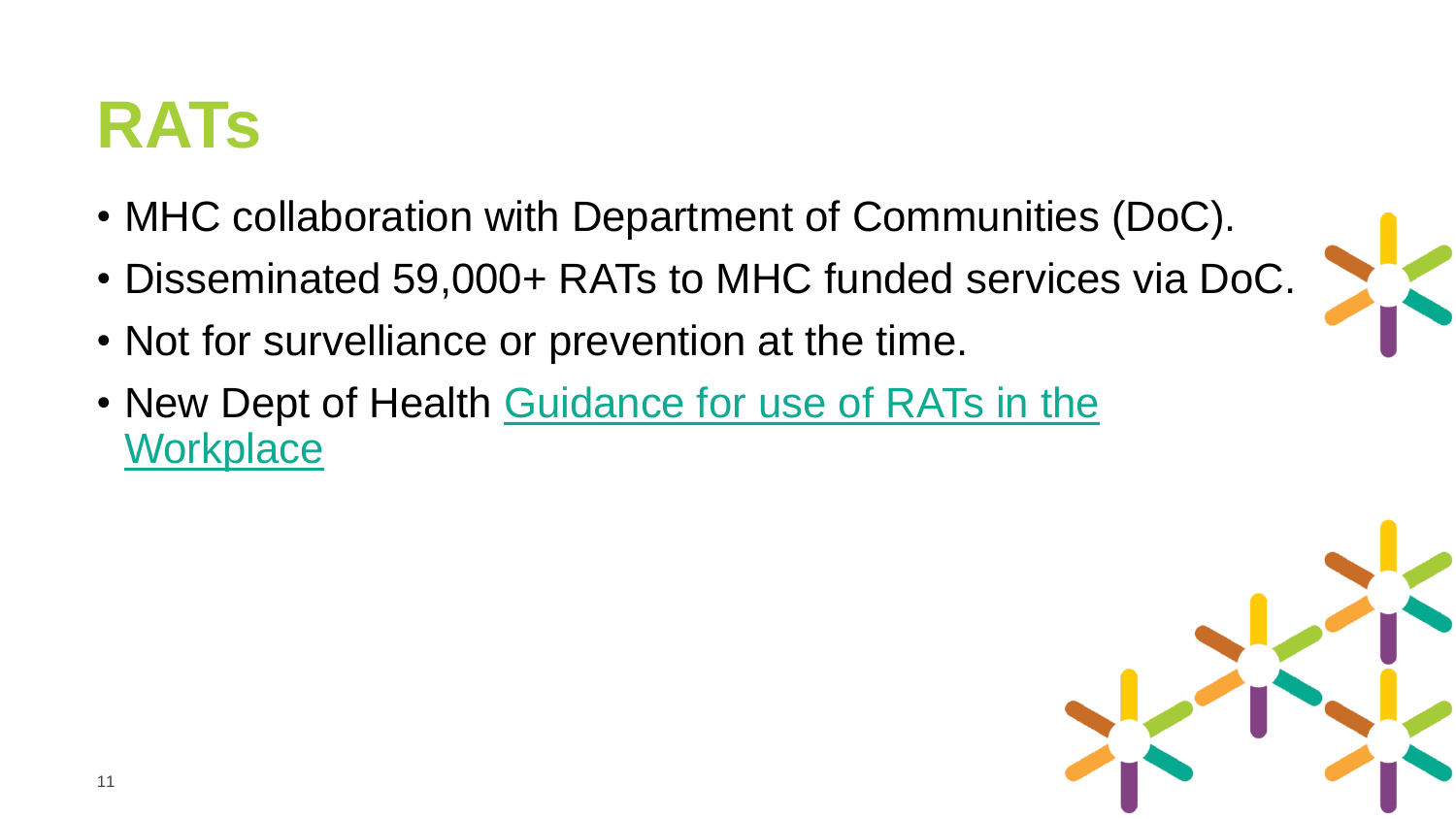# RATs

- MHC collaboration with Department of Communities (DoC).
- Disseminated 59,000+ RATs to MHC funded services via DoC.
- Not for survelliance or prevention at the time.
- New Dept of Health Guidance for use of RATs in the Workplace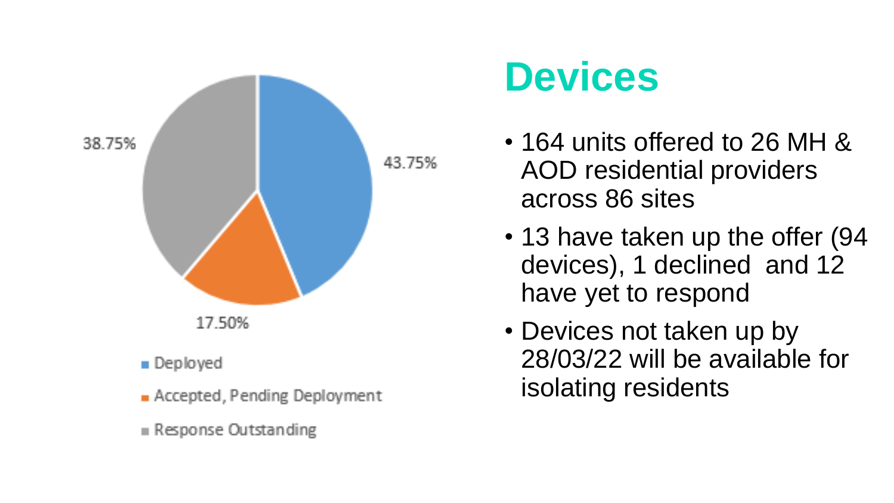38.75%

43.75%

17.50%

Deployed

Accepted, Pending Deployment

Response Outstanding

# Devices

- 164 units offered to 26 MH & AOD residential providers across 86 sites
- 13 have taken up the offer (94 devices), 1 declined and 12 have yet to respond
- Devices not taken up by 28/03/22 will be available for isolating residents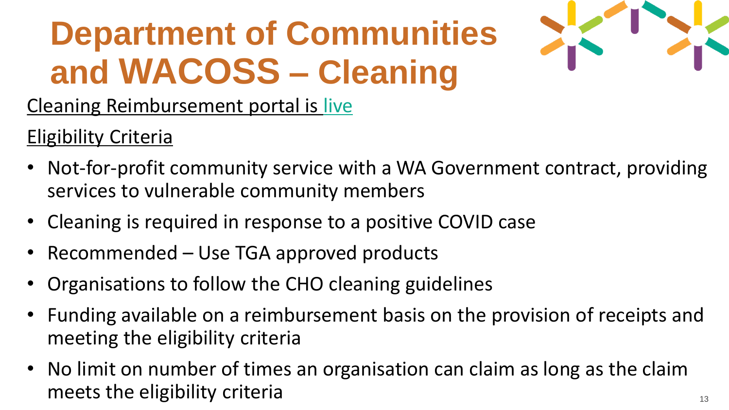# Department of Communities and WACOSS – Cleaning

Cleaning Reimbursement portal is live

Eligibility Criteria

- Not-for-profit community service with a WA Government contract, providing services to vulnerable community members
- Cleaning is required in response to a positive COVID case
- Recommended – Use TGA approved products
- Organisations to follow the CHO cleaning guidelines
- Funding available on a reimbursement basis on the provision of receipts and meeting the eligibility criteria
- No limit on number of times an organisation can claim as long as the claim meets the eligibility criteria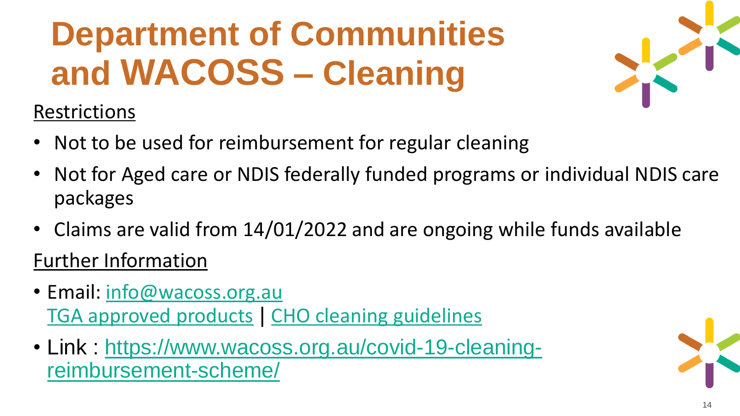# Department of Communities and WACOSS – Cleaning

Restrictions

- Not to be used for reimbursement for regular cleaning
- Not for Aged care or NDIS federally funded programs or individual NDIS care packages
- Claims are valid from 14/01/2022 and are ongoing while funds available

Further Information

- Email: info@wacoss.org.au
  TGA approved products | CHO cleaning guidelines
- Link : https://www.wacoss.org.au/covid-19-cleaning-reimbursement-scheme/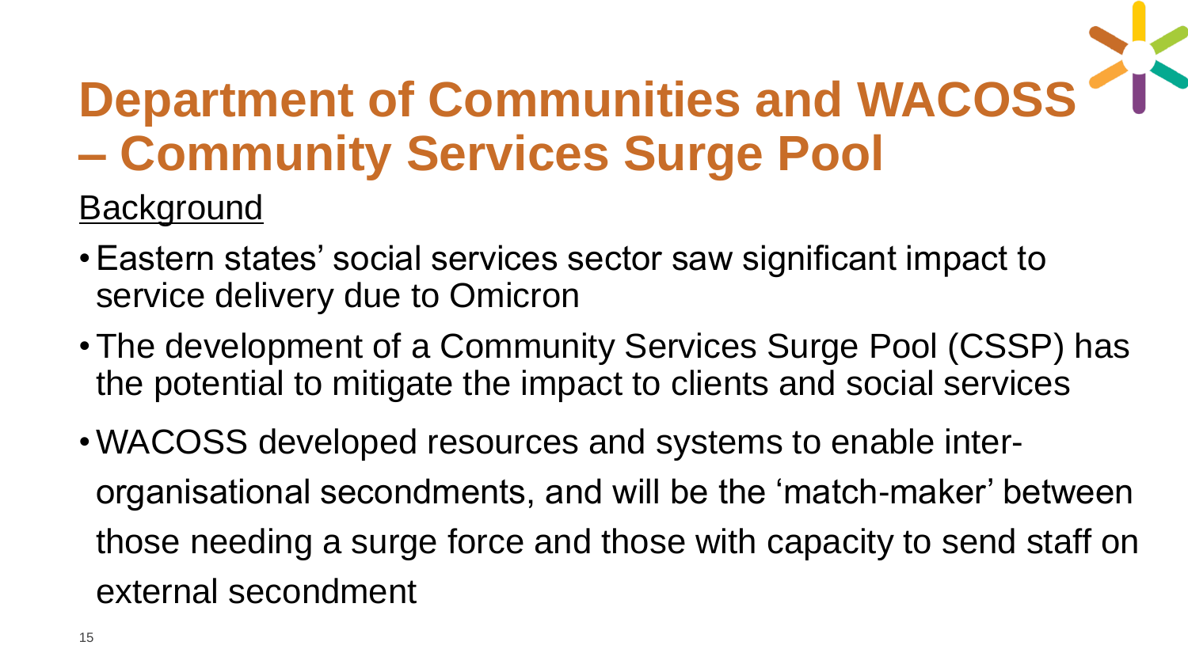# Department of Communities and WACOSS – Community Services Surge Pool

Background

- Eastern states' social services sector saw significant impact to service delivery due to Omicron
- The development of a Community Services Surge Pool (CSSP) has the potential to mitigate the impact to clients and social services
- WACOSS developed resources and systems to enable inter-organisational secondments, and will be the 'match-maker' between those needing a surge force and those with capacity to send staff on external secondment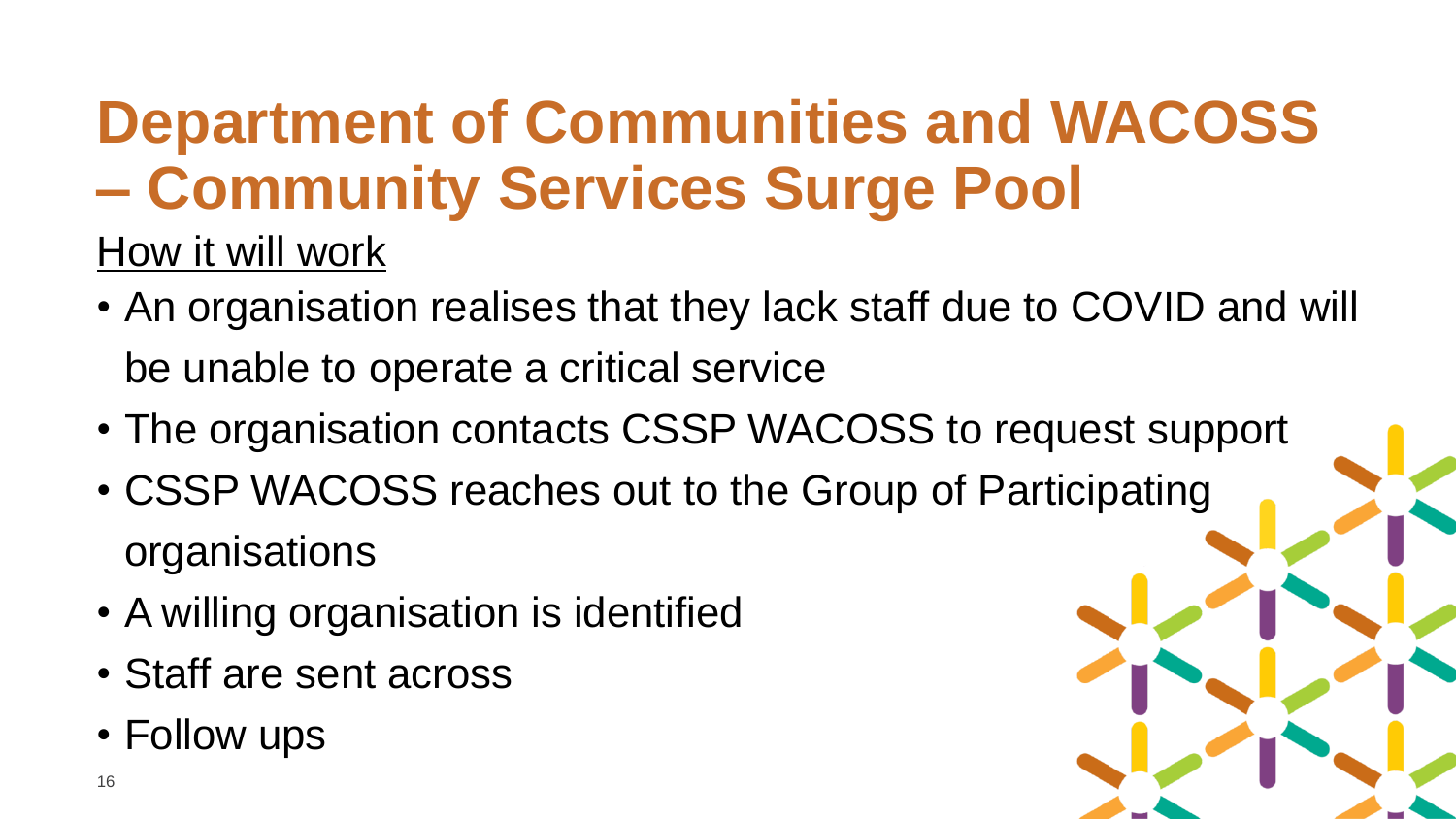# Department of Communities and WACOSS – Community Services Surge Pool

How it will work

- An organisation realises that they lack staff due to COVID and will be unable to operate a critical service
- The organisation contacts CSSP WACOSS to request support
- CSSP WACOSS reaches out to the Group of Participating organisations
- A willing organisation is identified
- Staff are sent across
- Follow ups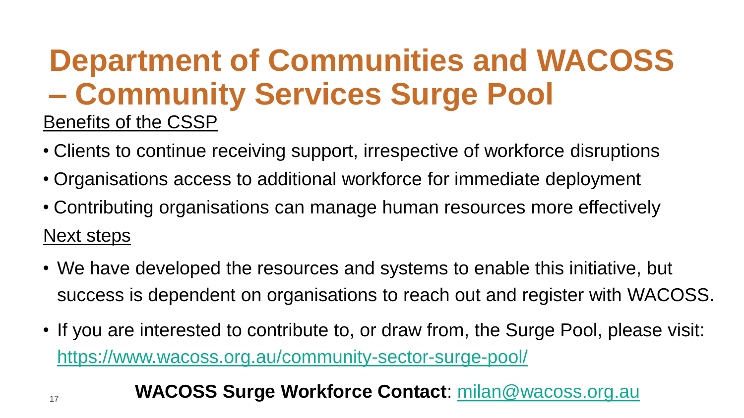# Department of Communities and WACOSS – Community Services Surge Pool

Benefits of the CSSP

- Clients to continue receiving support, irrespective of workforce disruptions
- Organisations access to additional workforce for immediate deployment
- Contributing organisations can manage human resources more effectively

Next steps

- We have developed the resources and systems to enable this initiative, but success is dependent on organisations to reach out and register with WACOSS.
- If you are interested to contribute to, or draw from, the Surge Pool, please visit: https://www.wacoss.org.au/community-sector-surge-pool/

**WACOSS Surge Workforce Contact**: milan@wacoss.org.au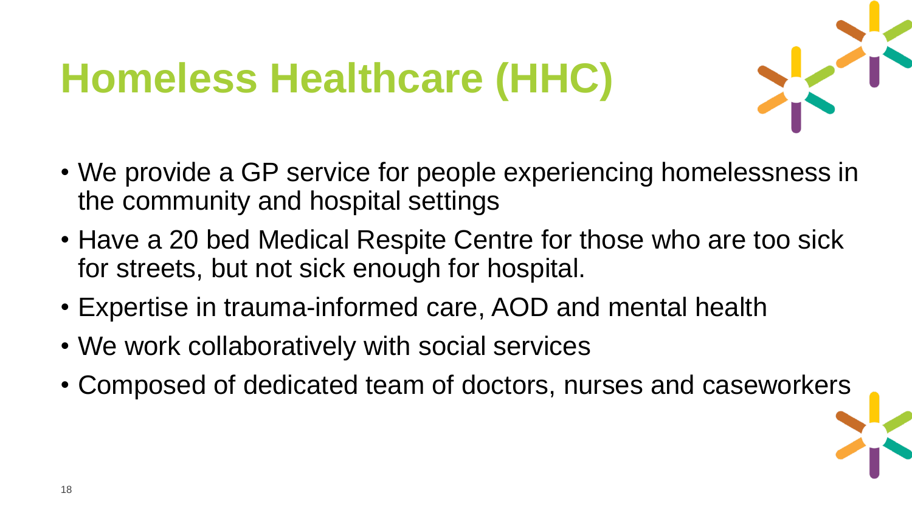# Homeless Healthcare (HHC)

- We provide a GP service for people experiencing homelessness in the community and hospital settings
- Have a 20 bed Medical Respite Centre for those who are too sick for streets, but not sick enough for hospital.
- Expertise in trauma-informed care, AOD and mental health
- We work collaboratively with social services
- Composed of dedicated team of doctors, nurses and caseworkers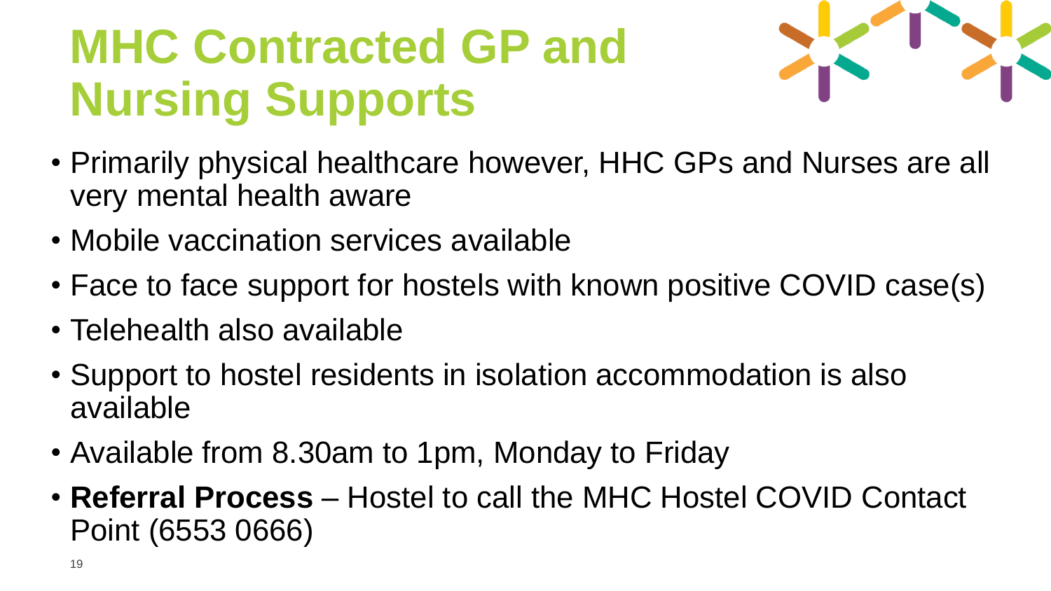# MHC Contracted GP and Nursing Supports

- Primarily physical healthcare however, HHC GPs and Nurses are all very mental health aware
- Mobile vaccination services available
- Face to face support for hostels with known positive COVID case(s)
- Telehealth also available
- Support to hostel residents in isolation accommodation is also available
- Available from 8.30am to 1pm, Monday to Friday
- **Referral Process** – Hostel to call the MHC Hostel COVID Contact Point (6553 0666)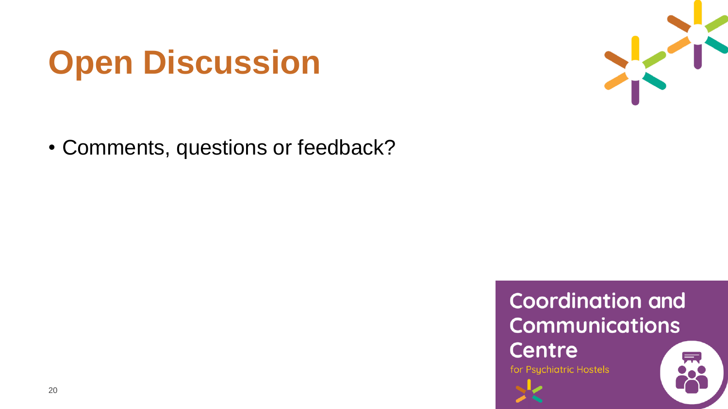# Open Discussion

- Comments, questions or feedback?

Coordination and Communications Centre

for Psychiatric Hostels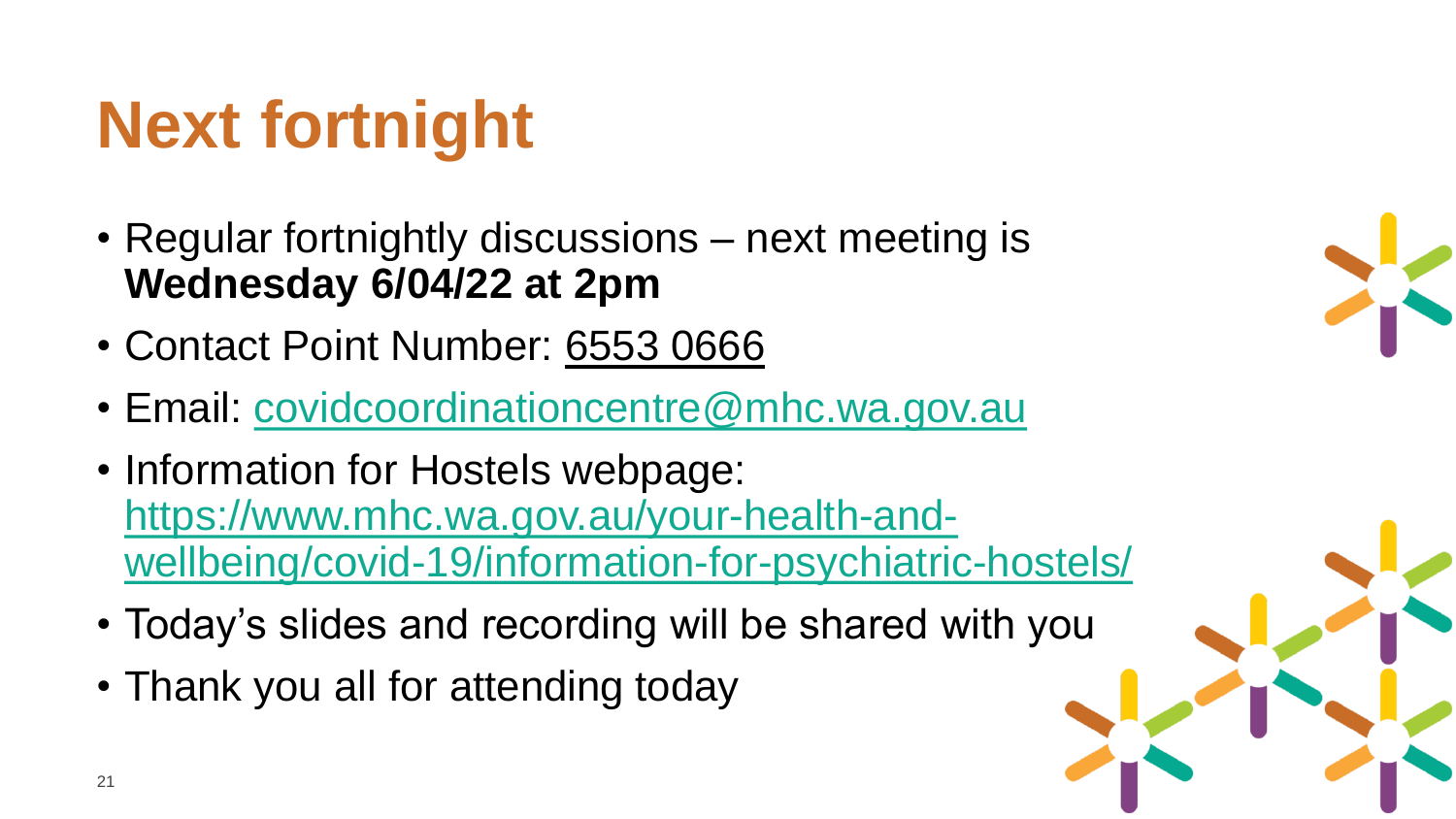# Next fortnight

- Regular fortnightly discussions – next meeting is **Wednesday 6/04/22 at 2pm**
- Contact Point Number: 6553 0666
- Email: covidcoordinationcentre@mhc.wa.gov.au
- Information for Hostels webpage: https://www.mhc.wa.gov.au/your-health-and-wellbeing/covid-19/information-for-psychiatric-hostels/
- Today's slides and recording will be shared with you
- Thank you all for attending today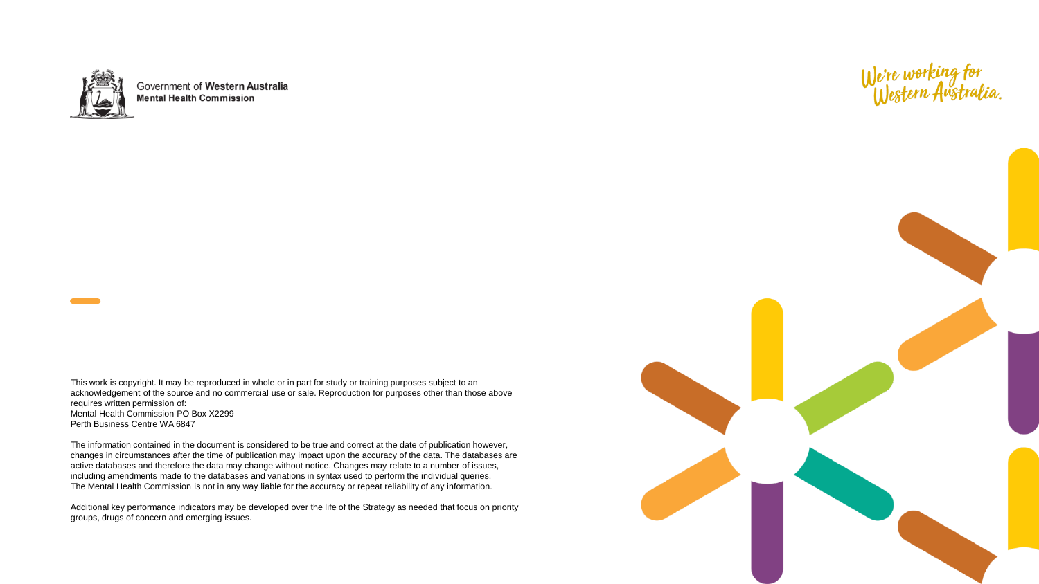Government of **Western Australia**
**Mental Health Commission**

We're working for Western Australia.

This work is copyright. It may be reproduced in whole or in part for study or training purposes subject to an acknowledgement of the source and no commercial use or sale. Reproduction for purposes other than those above requires written permission of:
Mental Health Commission PO Box X2299
Perth Business Centre WA 6847

The information contained in the document is considered to be true and correct at the date of publication however, changes in circumstances after the time of publication may impact upon the accuracy of the data. The databases are active databases and therefore the data may change without notice. Changes may relate to a number of issues, including amendments made to the databases and variations in syntax used to perform the individual queries.
The Mental Health Commission is not in any way liable for the accuracy or repeat reliability of any information.

Additional key performance indicators may be developed over the life of the Strategy as needed that focus on priority groups, drugs of concern and emerging issues.